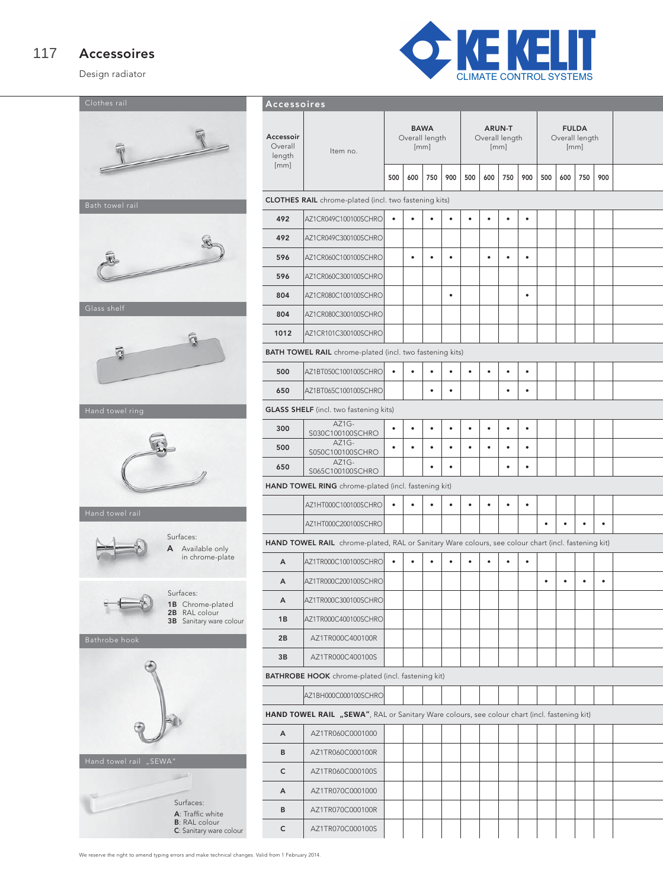# Accessoires

Design radiator

KE KELIT CLIMATE CONTROL SYSTEMS

Clothes rail

Bath towel rail

Glass shelf

Hand towel ring

Hand towel rail

Surfaces:
**A** Available only in chrome-plate

Surfaces:
**1B** Chrome-plated
**2B** RAL colour
**3B** Sanitary ware colour

Bathrobe hook

Hand towel rail „SEWA"

Surfaces:
**A**: Traffic white
**B**: RAL colour
**C**: Sanitary ware colour

## Accessoires

| Accessoir Overall length [mm] | Item no. | BAWA Overall length [mm] | | | | ARUN-T Overall length [mm] | | | | FULDA Overall length [mm] | | | |
|---|---|---|---|---|---|---|---|---|---|---|---|---|---|
| | | 500 | 600 | 750 | 900 | 500 | 600 | 750 | 900 | 500 | 600 | 750 | 900 |
| **CLOTHES RAIL** chrome-plated (incl. two fastening kits) | | | | | | | | | | | | | |
| **492** | AZ1CR049C100100SCHRO | • | • | • | • | • | • | • | • | | | | |
| **492** | AZ1CR049C300100SCHRO | | | | | | | | | | | | |
| **596** | AZ1CR060C100100SCHRO | | • | • | • | | • | • | • | | | | |
| **596** | AZ1CR060C300100SCHRO | | | | | | | | | | | | |
| **804** | AZ1CR080C100100SCHRO | | | | • | | | | • | | | | |
| **804** | AZ1CR080C300100SCHRO | | | | | | | | | | | | |
| **1012** | AZ1CR101C300100SCHRO | | | | | | | | | | | | |
| **BATH TOWEL RAIL** chrome-plated (incl. two fastening kits) | | | | | | | | | | | | | |
| **500** | AZ1BT050C100100SCHRO | • | • | • | • | • | • | • | • | | | | |
| **650** | AZ1BT065C100100SCHRO | | | • | • | | | • | • | | | | |
| **GLASS SHELF** (incl. two fastening kits) | | | | | | | | | | | | | |
| **300** | AZ1G-S030C100100SCHRO | • | • | • | • | • | • | • | • | | | | |
| **500** | AZ1G-S050C100100SCHRO | • | • | • | • | • | • | • | • | | | | |
| **650** | AZ1G-S065C100100SCHRO | | | • | • | | | • | • | | | | |
| **HAND TOWEL RING** chrome-plated (incl. fastening kit) | | | | | | | | | | | | | |
| | AZ1HT000C100100SCHRO | • | • | • | • | • | • | • | • | | | | |
| | AZ1HT000C200100SCHRO | | | | | | | | | • | • | • | • |
| **HAND TOWEL RAIL** chrome-plated, RAL or Sanitary Ware colours, see colour chart (incl. fastening kit) | | | | | | | | | | | | | |
| **A** | AZ1TR000C100100SCHRO | • | • | • | • | • | • | • | • | | | | |
| **A** | AZ1TR000C200100SCHRO | | | | | | | | | • | • | • | • |
| **A** | AZ1TR000C300100SCHRO | | | | | | | | | | | | |
| **1B** | AZ1TR000C400100SCHRO | | | | | | | | | | | | |
| **2B** | AZ1TR000C400100R | | | | | | | | | | | | |
| **3B** | AZ1TR000C400100S | | | | | | | | | | | | |
| **BATHROBE HOOK** chrome-plated (incl. fastening kit) | | | | | | | | | | | | | |
| | AZ1BH000C000100SCHRO | | | | | | | | | | | | |
| **HAND TOWEL RAIL „SEWA"**, RAL or Sanitary Ware colours, see colour chart (incl. fastening kit) | | | | | | | | | | | | | |
| **A** | AZ1TR060C0001000 | | | | | | | | | | | | |
| **B** | AZ1TR060C000100R | | | | | | | | | | | | |
| **C** | AZ1TR060C000100S | | | | | | | | | | | | |
| **A** | AZ1TR070C0001000 | | | | | | | | | | | | |
| **B** | AZ1TR070C000100R | | | | | | | | | | | | |
| **C** | AZ1TR070C000100S | | | | | | | | | | | | |

We reserve the right to amend typing errors and make technical changes. Valid from 1 February 2014.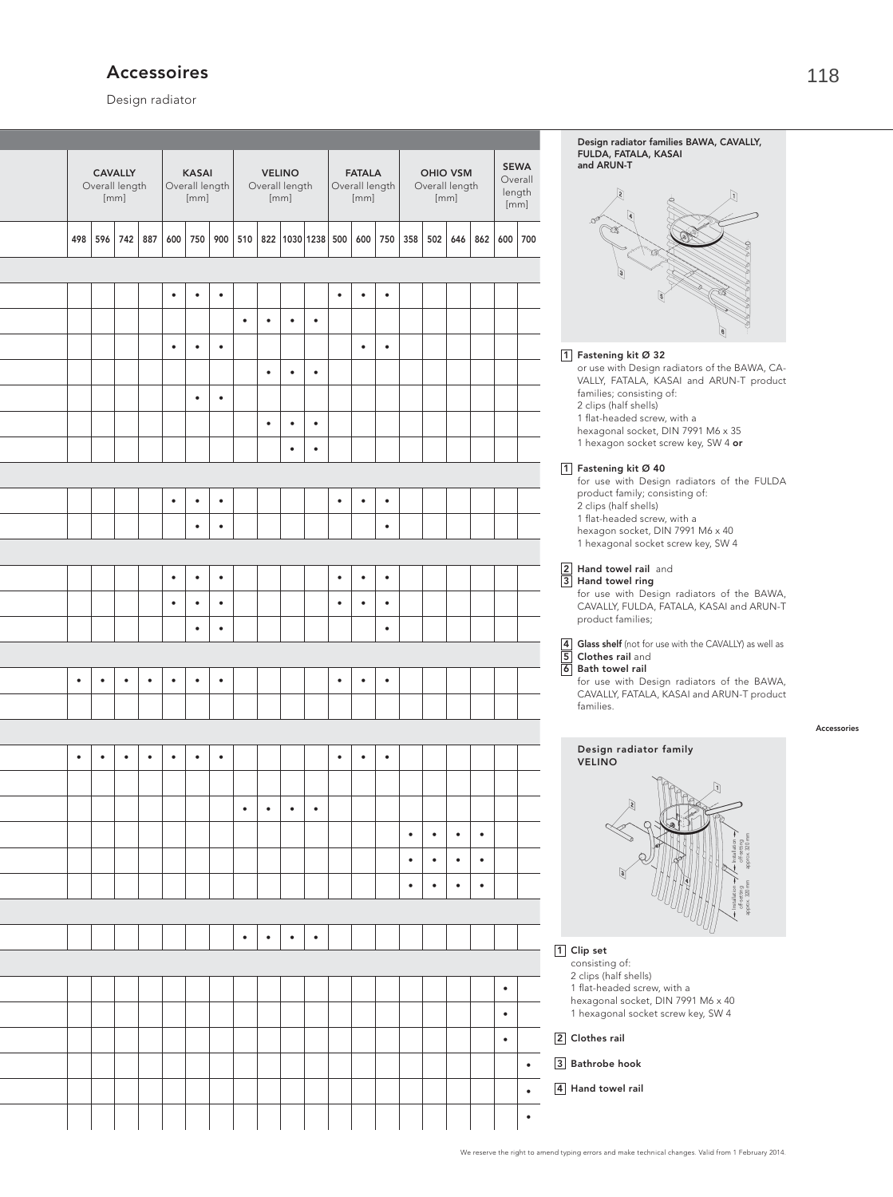# Accessoires

Design radiator

| | CAVALLY Overall length [mm] | | | | KASAI Overall length [mm] | | | VELINO Overall length [mm] | | | | FATALA Overall length [mm] | | | OHIO VSM Overall length [mm] | | | | SEWA Overall length [mm] | |
|---|---|---|---|---|---|---|---|---|---|---|---|---|---|---|---|---|---|---|---|---|
| | 498 | 596 | 742 | 887 | 600 | 750 | 900 | 510 | 822 | 1030 | 1238 | 500 | 600 | 750 | 358 | 502 | 646 | 862 | 600 | 700 |
| | | | | | | | | | | | | | | | | | | | | |
| | | | | | • | • | • | | | | | • | • | • | | | | | | |
| | | | | | | | | • | • | • | • | | | | | | | | | |
| | | | | | • | • | • | | | | | | • | • | | | | | | |
| | | | | | | | | | • | • | • | | | | | | | | | |
| | | | | | | • | • | | | | | | | | | | | | | |
| | | | | | | | | | • | • | • | | | | | | | | | |
| | | | | | | | | | | • | • | | | | | | | | | |
| | | | | | | | | | | | | | | | | | | | | |
| | | | | | • | • | • | | | | | • | • | • | | | | | | |
| | | | | | | • | • | | | | | | | • | | | | | | |
| | | | | | | | | | | | | | | | | | | | | |
| | | | | | • | • | • | | | | | • | • | • | | | | | | |
| | | | | | • | • | • | | | | | • | • | • | | | | | | |
| | | | | | | • | • | | | | | | | • | | | | | | |
| | | | | | | | | | | | | | | | | | | | | |
| | • | • | • | • | • | • | • | | | | | • | • | • | | | | | | |
| | | | | | | | | | | | | | | | | | | | | |
| | | | | | | | | | | | | | | | | | | | | |
| | • | • | • | • | • | • | • | | | | | • | • | • | | | | | | |
| | | | | | | | | | | | | | | | | | | | | |
| | | | | | | | | • | • | • | • | | | | | | | | | |
| | | | | | | | | | | | | | | | • | • | • | • | | |
| | | | | | | | | | | | | | | | • | • | • | • | | |
| | | | | | | | | | | | | | | | • | • | • | • | | |
| | | | | | | | | | | | | | | | | | | | | |
| | | | | | | | | • | • | • | • | | | | | | | | | |
| | | | | | | | | | | | | | | | | | | | | |
| | | | | | | | | | | | | | | | | | | | • | |
| | | | | | | | | | | | | | | | | | | | • | |
| | | | | | | | | | | | | | | | | | | | • | |
| | | | | | | | | | | | | | | | | | | | | • |
| | | | | | | | | | | | | | | | | | | | | • |
| | | | | | | | | | | | | | | | | | | | | • |

**Design radiator families BAWA, CAVALLY, FULDA, FATALA, KASAI and ARUN-T**

**1 Fastening kit Ø 32**
or use with Design radiators of the BAWA, CAVALLY, FATALA, KASAI and ARUN-T product families; consisting of:
2 clips (half shells)
1 flat-headed screw, with a hexagonal socket, DIN 7991 M6 x 35
1 hexagon socket screw key, SW 4 **or**

**1 Fastening kit Ø 40**
for use with Design radiators of the FULDA product family; consisting of:
2 clips (half shells)
1 flat-headed screw, with a hexagon socket, DIN 7991 M6 x 40
1 hexagonal socket screw key, SW 4

**2 Hand towel rail** and
**3 Hand towel ring**
for use with Design radiators of the BAWA, CAVALLY, FULDA, FATALA, KASAI and ARUN-T product families;

**4 Glass shelf** (not for use with the CAVALLY) as well as
**5 Clothes rail** and
**6 Bath towel rail**
for use with Design radiators of the BAWA, CAVALLY, FATALA, KASAI and ARUN-T product families.

**Design radiator family VELINO**

**1 Clip set**
consisting of:
2 clips (half shells)
1 flat-headed screw, with a hexagonal socket, DIN 7991 M6 x 40
1 hexagonal socket screw key, SW 4

**2 Clothes rail**

**3 Bathrobe hook**

**4 Hand towel rail**

We reserve the right to amend typing errors and make technical changes. Valid from 1 February 2014.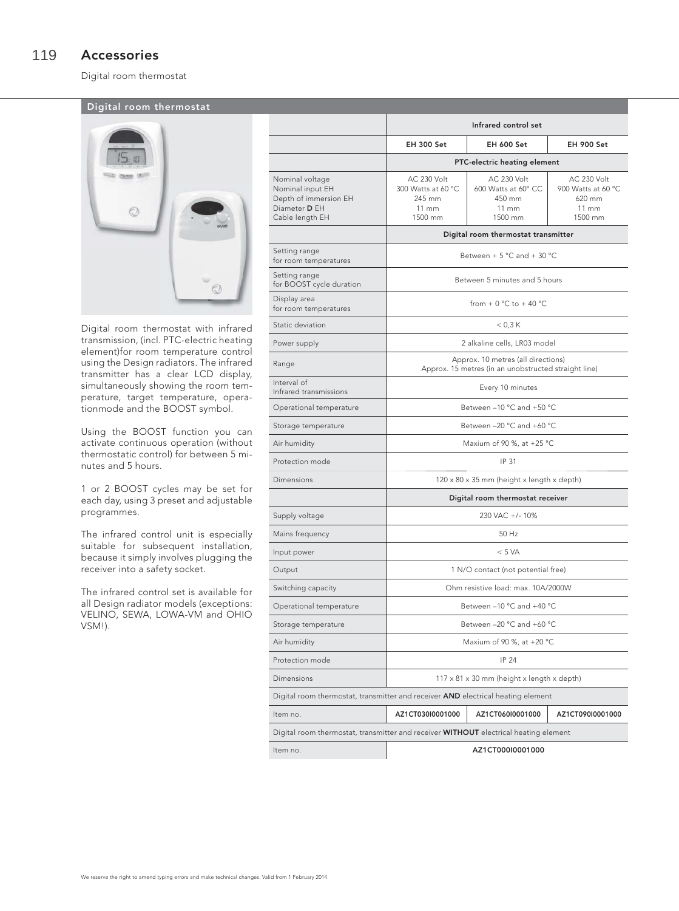# Accessories

Digital room thermostat

## Digital room thermostat

Digital room thermostat with infrared transmission, (incl. PTC-electric heating element)for room temperature control using the Design radiators. The infrared transmitter has a clear LCD display, simultaneously showing the room temperature, target temperature, operationmode and the BOOST symbol.

Using the BOOST function you can activate continuous operation (without thermostatic control) for between 5 minutes and 5 hours.

1 or 2 BOOST cycles may be set for each day, using 3 preset and adjustable programmes.

The infrared control unit is especially suitable for subsequent installation, because it simply involves plugging the receiver into a safety socket.

The infrared control set is available for all Design radiator models (exceptions: VELINO, SEWA, LOWA-VM and OHIO VSM!).

| | Infrared control set | | |
|---|---|---|---|
| | **EH 300 Set** | **EH 600 Set** | **EH 900 Set** |
| | **PTC-electric heating element** | | |
| Nominal voltage<br>Nominal input EH<br>Depth of immersion EH<br>Diameter **D** EH<br>Cable length EH | AC 230 Volt<br>300 Watts at 60 °C<br>245 mm<br>11 mm<br>1500 mm | AC 230 Volt<br>600 Watts at 60° CC<br>450 mm<br>11 mm<br>1500 mm | AC 230 Volt<br>900 Watts at 60 °C<br>620 mm<br>11 mm<br>1500 mm |
| | **Digital room thermostat transmitter** | | |
| Setting range for room temperatures | Between + 5 °C and + 30 °C | | |
| Setting range for BOOST cycle duration | Between 5 minutes and 5 hours | | |
| Display area for room temperatures | from + 0 °C to + 40 °C | | |
| Static deviation | < 0,3 K | | |
| Power supply | 2 alkaline cells, LR03 model | | |
| Range | Approx. 10 metres (all directions)<br>Approx. 15 metres (in an unobstructed straight line) | | |
| Interval of Infrared transmissions | Every 10 minutes | | |
| Operational temperature | Between –10 °C and +50 °C | | |
| Storage temperature | Between –20 °C and +60 °C | | |
| Air humidity | Maxium of 90 %, at +25 °C | | |
| Protection mode | IP 31 | | |
| Dimensions | 120 x 80 x 35 mm (height x length x depth) | | |
| | **Digital room thermostat receiver** | | |
| Supply voltage | 230 VAC +/- 10% | | |
| Mains frequency | 50 Hz | | |
| Input power | < 5 VA | | |
| Output | 1 N/O contact (not potential free) | | |
| Switching capacity | Ohm resistive load: max. 10A/2000W | | |
| Operational temperature | Between –10 °C and +40 °C | | |
| Storage temperature | Between –20 °C and +60 °C | | |
| Air humidity | Maxium of 90 %, at +20 °C | | |
| Protection mode | IP 24 | | |
| Dimensions | 117 x 81 x 30 mm (height x length x depth) | | |
| Digital room thermostat, transmitter and receiver **AND** electrical heating element | | | |
| Item no. | **AZ1CT030I0001000** | **AZ1CT060I0001000** | **AZ1CT090I0001000** |
| Digital room thermostat, transmitter and receiver **WITHOUT** electrical heating element | | | |
| Item no. | **AZ1CT000I0001000** | | |

We reserve the right to amend typing errors and make technical changes. Valid from 1 February 2014.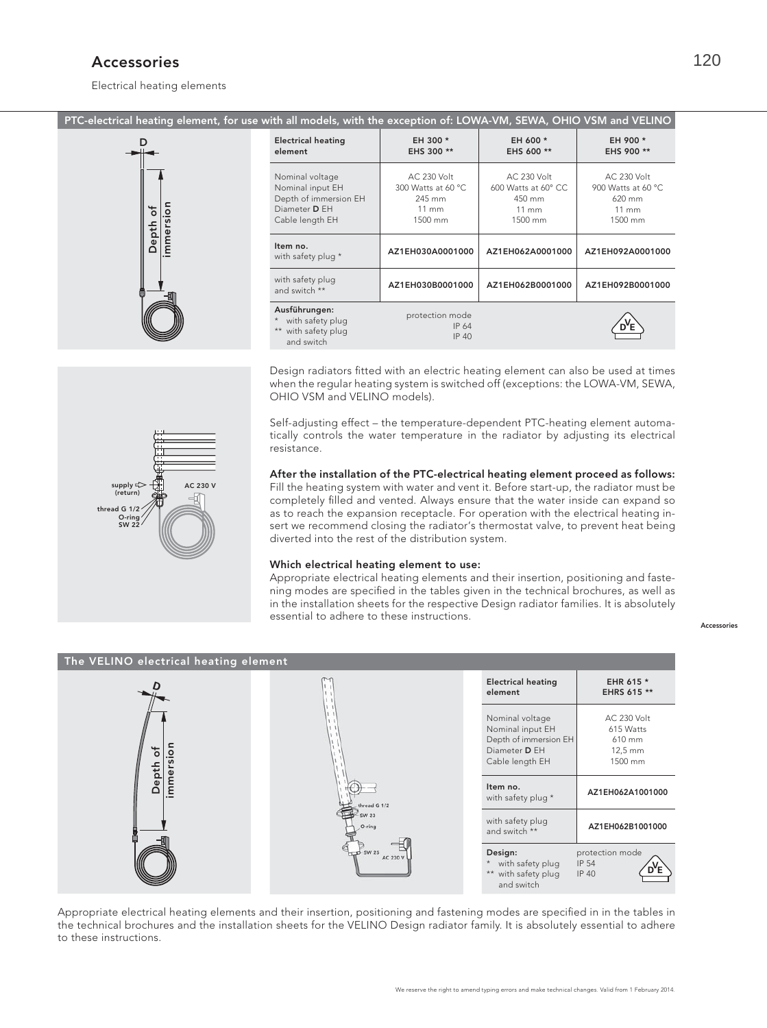# Accessories

Electrical heating elements

## PTC-electrical heating element, for use with all models, with the exception of: LOWA-VM, SEWA, OHIO VSM and VELINO

| Electrical heating element | EH 300 *<br>EHS 300 ** | EH 600 *<br>EHS 600 ** | EH 900 *<br>EHS 900 ** |
|---|---|---|---|
| Nominal voltage<br>Nominal input EH<br>Depth of immersion EH<br>Diameter **D** EH<br>Cable length EH | AC 230 Volt<br>300 Watts at 60 °C<br>245 mm<br>11 mm<br>1500 mm | AC 230 Volt<br>600 Watts at 60° CC<br>450 mm<br>11 mm<br>1500 mm | AC 230 Volt<br>900 Watts at 60 °C<br>620 mm<br>11 mm<br>1500 mm |
| **Item no.**<br>with safety plug * | AZ1EH030A0001000 | AZ1EH062A0001000 | AZ1EH092A0001000 |
| with safety plug and switch ** | AZ1EH030B0001000 | AZ1EH062B0001000 | AZ1EH092B0001000 |
| **Ausführungen:**<br>* with safety plug<br>** with safety plug and switch | protection mode<br>IP 64<br>IP 40 | | VDE |

Design radiators fitted with an electric heating element can also be used at times when the regular heating system is switched off (exceptions: the LOWA-VM, SEWA, OHIO VSM and VELINO models).

Self-adjusting effect – the temperature-dependent PTC-heating element automatically controls the water temperature in the radiator by adjusting its electrical resistance.

**After the installation of the PTC-electrical heating element proceed as follows:**
Fill the heating system with water and vent it. Before start-up, the radiator must be completely filled and vented. Always ensure that the water inside can expand so as to reach the expansion receptacle. For operation with the electrical heating insert we recommend closing the radiator's thermostat valve, to prevent heat being diverted into the rest of the distribution system.

**Which electrical heating element to use:**
Appropriate electrical heating elements and their insertion, positioning and fastening modes are specified in the tables given in the technical brochures, as well as in the installation sheets for the respective Design radiator families. It is absolutely essential to adhere to these instructions.

## The VELINO electrical heating element

| Electrical heating element | EHR 615 *<br>EHRS 615 ** |
|---|---|
| Nominal voltage<br>Nominal input EH<br>Depth of immersion EH<br>Diameter **D** EH<br>Cable length EH | AC 230 Volt<br>615 Watts<br>610 mm<br>12,5 mm<br>1500 mm |
| **Item no.**<br>with safety plug * | AZ1EH062A1001000 |
| with safety plug and switch ** | AZ1EH062B1001000 |
| **Design:**<br>* with safety plug<br>** with safety plug and switch | protection mode<br>IP 54<br>IP 40<br>VDE |

Appropriate electrical heating elements and their insertion, positioning and fastening modes are specified in in the tables in the technical brochures and the installation sheets for the VELINO Design radiator family. It is absolutely essential to adhere to these instructions.

We reserve the right to amend typing errors and make technical changes. Valid from 1 February 2014.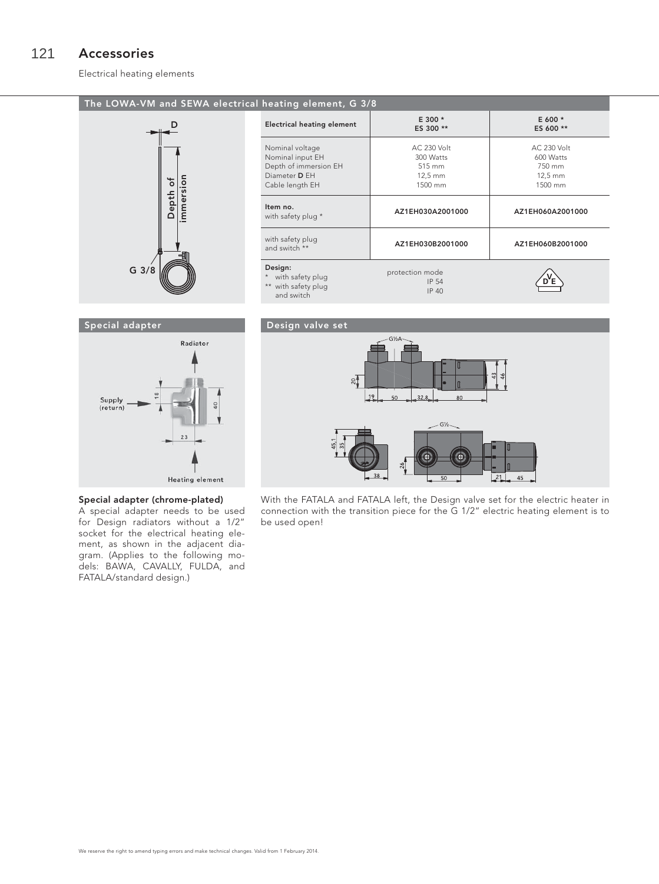# Accessories

Electrical heating elements

## The LOWA-VM and SEWA electrical heating element, G 3/8

| Electrical heating element | E 300 * ES 300 ** | E 600 * ES 600 ** |
|---|---|---|
| Nominal voltage<br>Nominal input EH<br>Depth of immersion EH<br>Diameter **D** EH<br>Cable length EH | AC 230 Volt<br>300 Watts<br>515 mm<br>12,5 mm<br>1500 mm | AC 230 Volt<br>600 Watts<br>750 mm<br>12,5 mm<br>1500 mm |
| **Item no.**<br>with safety plug * | AZ1EH030A2001000 | AZ1EH060A2001000 |
| with safety plug and switch ** | AZ1EH030B2001000 | AZ1EH060B2001000 |
| **Design:**<br>* with safety plug<br>** with safety plug and switch | protection mode<br>IP 54<br>IP 40 | VDE |

## Special adapter

## Design valve set

**Special adapter (chrome-plated)**
A special adapter needs to be used for Design radiators without a 1/2" socket for the electrical heating element, as shown in the adjacent diagram. (Applies to the following models: BAWA, CAVALLY, FULDA, and FATALA/standard design.)

With the FATALA and FATALA left, the Design valve set for the electric heater in connection with the transition piece for the G 1/2" electric heating element is to be used open!

We reserve the right to amend typing errors and make technical changes. Valid from 1 February 2014.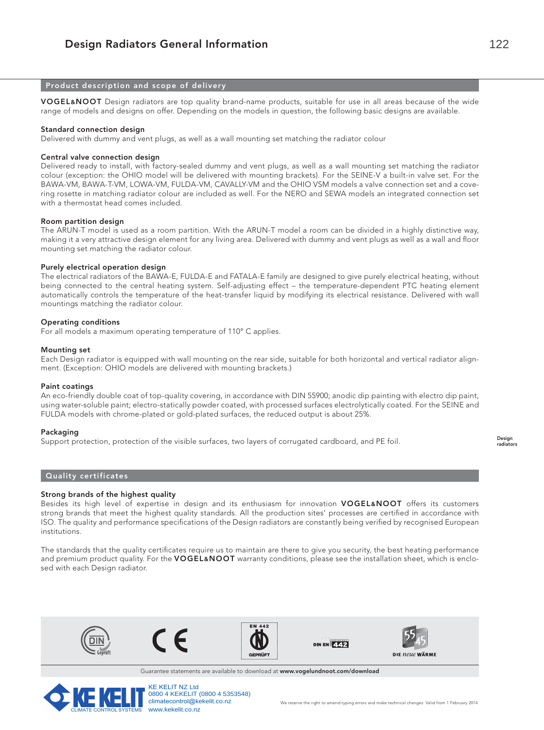# Design Radiators General Information

## Product description and scope of delivery

**VOGEL&NOOT** Design radiators are top quality brand-name products, suitable for use in all areas because of the wide range of models and designs on offer. Depending on the models in question, the following basic designs are available.

**Standard connection design**
Delivered with dummy and vent plugs, as well as a wall mounting set matching the radiator colour

**Central valve connection design**
Delivered ready to install, with factory-sealed dummy and vent plugs, as well as a wall mounting set matching the radiator colour (exception: the OHIO model will be delivered with mounting brackets). For the SEINE-V a built-in valve set. For the BAWA-VM, BAWA-T-VM, LOWA-VM, FULDA-VM, CAVALLY-VM and the OHIO VSM models a valve connection set and a covering rosette in matching radiator colour are included as well. For the NERO and SEWA models an integrated connection set with a thermostat head comes included.

**Room partition design**
The ARUN-T model is used as a room partition. With the ARUN-T model a room can be divided in a highly distinctive way, making it a very attractive design element for any living area. Delivered with dummy and vent plugs as well as a wall and floor mounting set matching the radiator colour.

**Purely electrical operation design**
The electrical radiators of the BAWA-E, FULDA-E and FATALA-E family are designed to give purely electrical heating, without being connected to the central heating system. Self-adjusting effect – the temperature-dependent PTC heating element automatically controls the temperature of the heat-transfer liquid by modifying its electrical resistance. Delivered with wall mountings matching the radiator colour.

**Operating conditions**
For all models a maximum operating temperature of 110° C applies.

**Mounting set**
Each Design radiator is equipped with wall mounting on the rear side, suitable for both horizontal and vertical radiator alignment. (Exception: OHIO models are delivered with mounting brackets.)

**Paint coatings**
An eco-friendly double coat of top-quality covering, in accordance with DIN 55900; anodic dip painting with electro dip paint, using water-soluble paint; electro-statically powder coated, with processed surfaces electrolytically coated. For the SEINE and FULDA models with chrome-plated or gold-plated surfaces, the reduced output is about 25%.

**Packaging**
Support protection, protection of the visible surfaces, two layers of corrugated cardboard, and PE foil.

## Quality certificates

**Strong brands of the highest quality**
Besides its high level of expertise in design and its enthusiasm for innovation **VOGEL&NOOT** offers its customers strong brands that meet the highest quality standards. All the production sites' processes are certified in accordance with ISO. The quality and performance specifications of the Design radiators are constantly being verified by recognised European institutions.

The standards that the quality certificates require us to maintain are there to give you security, the best heating performance and premium product quality. For the **VOGEL&NOOT** warranty conditions, please see the installation sheet, which is enclosed with each Design radiator.

DIN Geprüft

CE

EN 442 GEPRÜFT

DIN EN 442

55 45 DIE neue WÄRME

Guarantee statements are available to download at **www.vogelundnoot.com/download**

KE KELIT NZ Ltd
0800 4 KEKELIT (0800 4 5353548)
climatecontrol@kelit.co.nz
www.kekelit.co.nz

We reserve the right to amend typing errors and make technical changes. Valid from 1 February 2014.